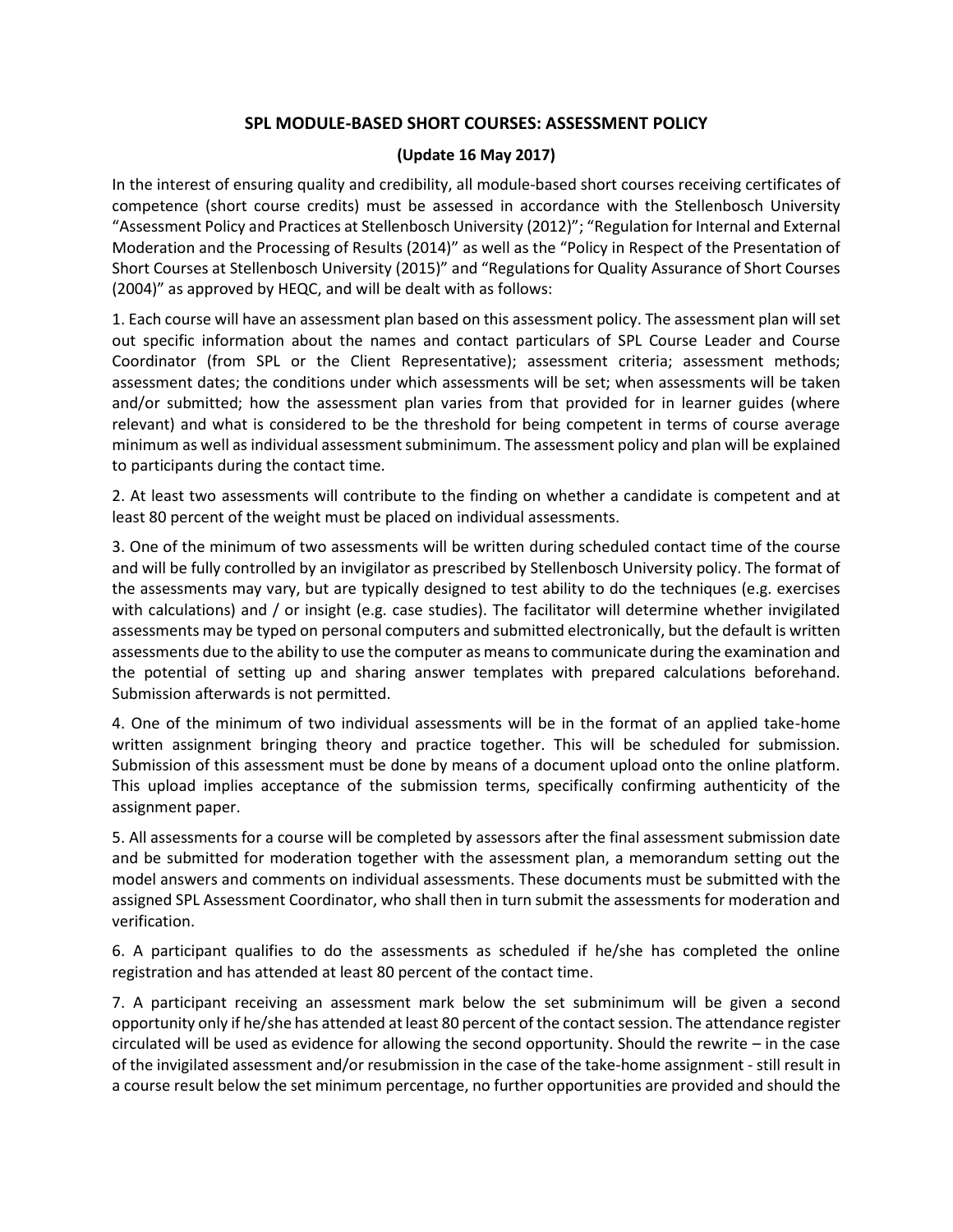# SPL MODULE-BASED SHORT COURSES: ASSESSMENT POLICY

**(Update 16 May 2017)**

In the interest of ensuring quality and credibility, all module-based short courses receiving certificates of competence (short course credits) must be assessed in accordance with the Stellenbosch University "Assessment Policy and Practices at Stellenbosch University (2012)"; "Regulation for Internal and External Moderation and the Processing of Results (2014)" as well as the "Policy in Respect of the Presentation of Short Courses at Stellenbosch University (2015)" and "Regulations for Quality Assurance of Short Courses (2004)" as approved by HEQC, and will be dealt with as follows:

1. Each course will have an assessment plan based on this assessment policy. The assessment plan will set out specific information about the names and contact particulars of SPL Course Leader and Course Coordinator (from SPL or the Client Representative); assessment criteria; assessment methods; assessment dates; the conditions under which assessments will be set; when assessments will be taken and/or submitted; how the assessment plan varies from that provided for in learner guides (where relevant) and what is considered to be the threshold for being competent in terms of course average minimum as well as individual assessment subminimum. The assessment policy and plan will be explained to participants during the contact time.

2. At least two assessments will contribute to the finding on whether a candidate is competent and at least 80 percent of the weight must be placed on individual assessments.

3. One of the minimum of two assessments will be written during scheduled contact time of the course and will be fully controlled by an invigilator as prescribed by Stellenbosch University policy. The format of the assessments may vary, but are typically designed to test ability to do the techniques (e.g. exercises with calculations) and / or insight (e.g. case studies). The facilitator will determine whether invigilated assessments may be typed on personal computers and submitted electronically, but the default is written assessments due to the ability to use the computer as means to communicate during the examination and the potential of setting up and sharing answer templates with prepared calculations beforehand. Submission afterwards is not permitted.

4. One of the minimum of two individual assessments will be in the format of an applied take-home written assignment bringing theory and practice together. This will be scheduled for submission. Submission of this assessment must be done by means of a document upload onto the online platform. This upload implies acceptance of the submission terms, specifically confirming authenticity of the assignment paper.

5. All assessments for a course will be completed by assessors after the final assessment submission date and be submitted for moderation together with the assessment plan, a memorandum setting out the model answers and comments on individual assessments. These documents must be submitted with the assigned SPL Assessment Coordinator, who shall then in turn submit the assessments for moderation and verification.

6. A participant qualifies to do the assessments as scheduled if he/she has completed the online registration and has attended at least 80 percent of the contact time.

7. A participant receiving an assessment mark below the set subminimum will be given a second opportunity only if he/she has attended at least 80 percent of the contact session. The attendance register circulated will be used as evidence for allowing the second opportunity. Should the rewrite – in the case of the invigilated assessment and/or resubmission in the case of the take-home assignment - still result in a course result below the set minimum percentage, no further opportunities are provided and should the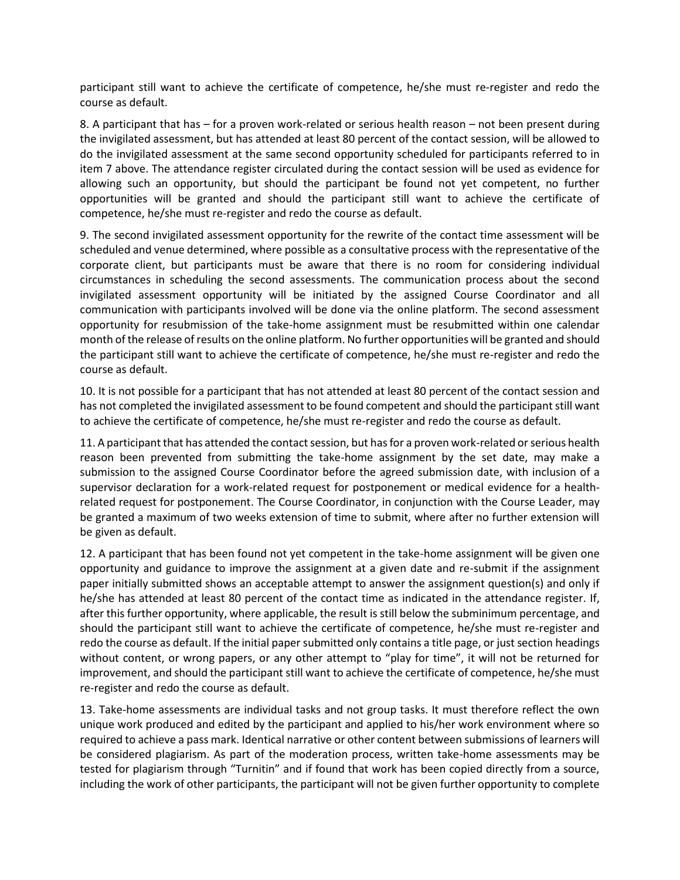participant still want to achieve the certificate of competence, he/she must re-register and redo the course as default.

8. A participant that has – for a proven work-related or serious health reason – not been present during the invigilated assessment, but has attended at least 80 percent of the contact session, will be allowed to do the invigilated assessment at the same second opportunity scheduled for participants referred to in item 7 above. The attendance register circulated during the contact session will be used as evidence for allowing such an opportunity, but should the participant be found not yet competent, no further opportunities will be granted and should the participant still want to achieve the certificate of competence, he/she must re-register and redo the course as default.

9. The second invigilated assessment opportunity for the rewrite of the contact time assessment will be scheduled and venue determined, where possible as a consultative process with the representative of the corporate client, but participants must be aware that there is no room for considering individual circumstances in scheduling the second assessments. The communication process about the second invigilated assessment opportunity will be initiated by the assigned Course Coordinator and all communication with participants involved will be done via the online platform. The second assessment opportunity for resubmission of the take-home assignment must be resubmitted within one calendar month of the release of results on the online platform. No further opportunities will be granted and should the participant still want to achieve the certificate of competence, he/she must re-register and redo the course as default.

10. It is not possible for a participant that has not attended at least 80 percent of the contact session and has not completed the invigilated assessment to be found competent and should the participant still want to achieve the certificate of competence, he/she must re-register and redo the course as default.

11. A participant that has attended the contact session, but has for a proven work-related or serious health reason been prevented from submitting the take-home assignment by the set date, may make a submission to the assigned Course Coordinator before the agreed submission date, with inclusion of a supervisor declaration for a work-related request for postponement or medical evidence for a health-related request for postponement. The Course Coordinator, in conjunction with the Course Leader, may be granted a maximum of two weeks extension of time to submit, where after no further extension will be given as default.

12. A participant that has been found not yet competent in the take-home assignment will be given one opportunity and guidance to improve the assignment at a given date and re-submit if the assignment paper initially submitted shows an acceptable attempt to answer the assignment question(s) and only if he/she has attended at least 80 percent of the contact time as indicated in the attendance register. If, after this further opportunity, where applicable, the result is still below the subminimum percentage, and should the participant still want to achieve the certificate of competence, he/she must re-register and redo the course as default. If the initial paper submitted only contains a title page, or just section headings without content, or wrong papers, or any other attempt to "play for time", it will not be returned for improvement, and should the participant still want to achieve the certificate of competence, he/she must re-register and redo the course as default.

13. Take-home assessments are individual tasks and not group tasks. It must therefore reflect the own unique work produced and edited by the participant and applied to his/her work environment where so required to achieve a pass mark. Identical narrative or other content between submissions of learners will be considered plagiarism. As part of the moderation process, written take-home assessments may be tested for plagiarism through "Turnitin" and if found that work has been copied directly from a source, including the work of other participants, the participant will not be given further opportunity to complete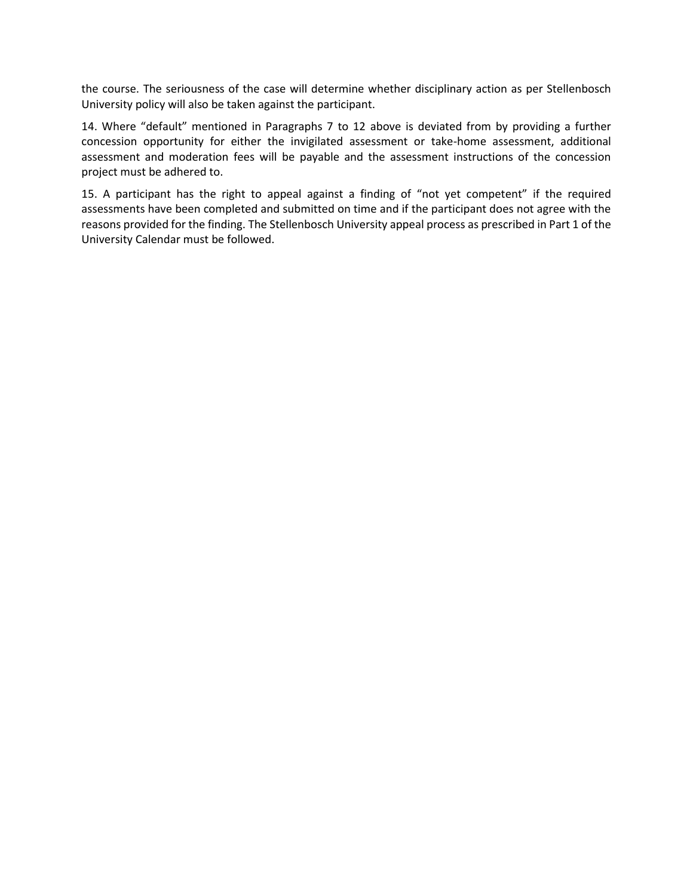the course. The seriousness of the case will determine whether disciplinary action as per Stellenbosch University policy will also be taken against the participant.

14. Where "default" mentioned in Paragraphs 7 to 12 above is deviated from by providing a further concession opportunity for either the invigilated assessment or take-home assessment, additional assessment and moderation fees will be payable and the assessment instructions of the concession project must be adhered to.

15. A participant has the right to appeal against a finding of "not yet competent" if the required assessments have been completed and submitted on time and if the participant does not agree with the reasons provided for the finding. The Stellenbosch University appeal process as prescribed in Part 1 of the University Calendar must be followed.